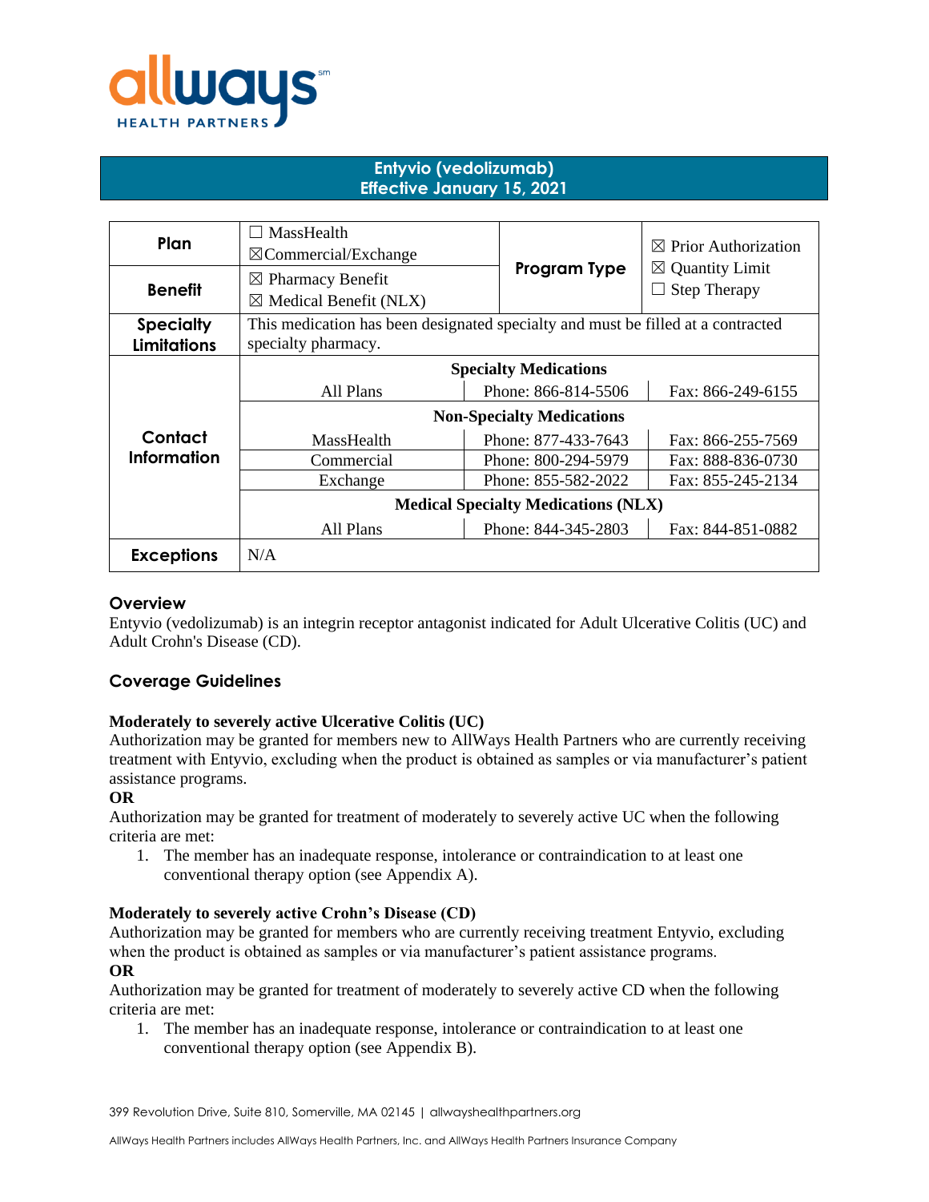# Entyvio (vedolizumab)
## Effective January 15, 2021

| Plan | ☐ MassHealth<br>☒Commercial/Exchange | Program Type | ☒ Prior Authorization<br>☒ Quantity Limit<br>☐ Step Therapy |
|---|---|---|---|
| Benefit | ☒ Pharmacy Benefit<br>☒ Medical Benefit (NLX) | | |
| Specialty Limitations | This medication has been designated specialty and must be filled at a contracted specialty pharmacy. | | |
| Contact Information | **Specialty Medications** | | |
| | All Plans | Phone: 866-814-5506 | Fax: 866-249-6155 |
| | **Non-Specialty Medications** | | |
| | MassHealth | Phone: 877-433-7643 | Fax: 866-255-7569 |
| | Commercial | Phone: 800-294-5979 | Fax: 888-836-0730 |
| | Exchange | Phone: 855-582-2022 | Fax: 855-245-2134 |
| | **Medical Specialty Medications (NLX)** | | |
| | All Plans | Phone: 844-345-2803 | Fax: 844-851-0882 |
| Exceptions | N/A | | |

### Overview

Entyvio (vedolizumab) is an integrin receptor antagonist indicated for Adult Ulcerative Colitis (UC) and Adult Crohn's Disease (CD).

### Coverage Guidelines

**Moderately to severely active Ulcerative Colitis (UC)**

Authorization may be granted for members new to AllWays Health Partners who are currently receiving treatment with Entyvio, excluding when the product is obtained as samples or via manufacturer's patient assistance programs.

**OR**

Authorization may be granted for treatment of moderately to severely active UC when the following criteria are met:

1. The member has an inadequate response, intolerance or contraindication to at least one conventional therapy option (see Appendix A).

**Moderately to severely active Crohn's Disease (CD)**

Authorization may be granted for members who are currently receiving treatment Entyvio, excluding when the product is obtained as samples or via manufacturer's patient assistance programs.

**OR**

Authorization may be granted for treatment of moderately to severely active CD when the following criteria are met:

1. The member has an inadequate response, intolerance or contraindication to at least one conventional therapy option (see Appendix B).

399 Revolution Drive, Suite 810, Somerville, MA 02145 | allwayshealthpartners.org

AllWays Health Partners includes AllWays Health Partners, Inc. and AllWays Health Partners Insurance Company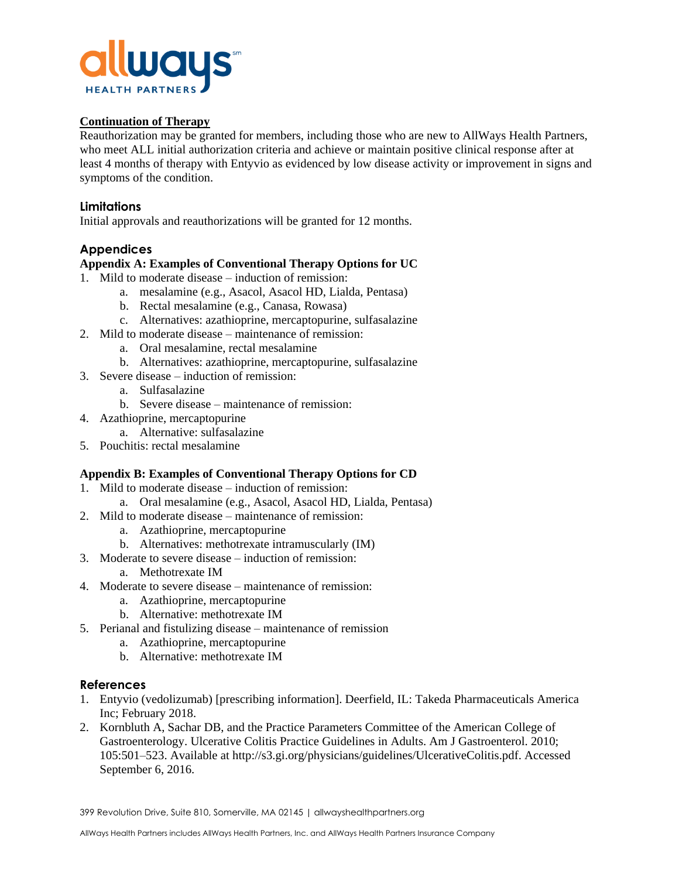**Continuation of Therapy**

Reauthorization may be granted for members, including those who are new to AllWays Health Partners, who meet ALL initial authorization criteria and achieve or maintain positive clinical response after at least 4 months of therapy with Entyvio as evidenced by low disease activity or improvement in signs and symptoms of the condition.

## Limitations

Initial approvals and reauthorizations will be granted for 12 months.

## Appendices

### Appendix A: Examples of Conventional Therapy Options for UC

1. Mild to moderate disease – induction of remission:
   a. mesalamine (e.g., Asacol, Asacol HD, Lialda, Pentasa)
   b. Rectal mesalamine (e.g., Canasa, Rowasa)
   c. Alternatives: azathioprine, mercaptopurine, sulfasalazine
2. Mild to moderate disease – maintenance of remission:
   a. Oral mesalamine, rectal mesalamine
   b. Alternatives: azathioprine, mercaptopurine, sulfasalazine
3. Severe disease – induction of remission:
   a. Sulfasalazine
   b. Severe disease – maintenance of remission:
4. Azathioprine, mercaptopurine
   a. Alternative: sulfasalazine
5. Pouchitis: rectal mesalamine

### Appendix B: Examples of Conventional Therapy Options for CD

1. Mild to moderate disease – induction of remission:
   a. Oral mesalamine (e.g., Asacol, Asacol HD, Lialda, Pentasa)
2. Mild to moderate disease – maintenance of remission:
   a. Azathioprine, mercaptopurine
   b. Alternatives: methotrexate intramuscularly (IM)
3. Moderate to severe disease – induction of remission:
   a. Methotrexate IM
4. Moderate to severe disease – maintenance of remission:
   a. Azathioprine, mercaptopurine
   b. Alternative: methotrexate IM
5. Perianal and fistulizing disease – maintenance of remission
   a. Azathioprine, mercaptopurine
   b. Alternative: methotrexate IM

## References

1. Entyvio (vedolizumab) [prescribing information]. Deerfield, IL: Takeda Pharmaceuticals America Inc; February 2018.
2. Kornbluth A, Sachar DB, and the Practice Parameters Committee of the American College of Gastroenterology. Ulcerative Colitis Practice Guidelines in Adults. Am J Gastroenterol. 2010; 105:501–523. Available at http://s3.gi.org/physicians/guidelines/UlcerativeColitis.pdf. Accessed September 6, 2016.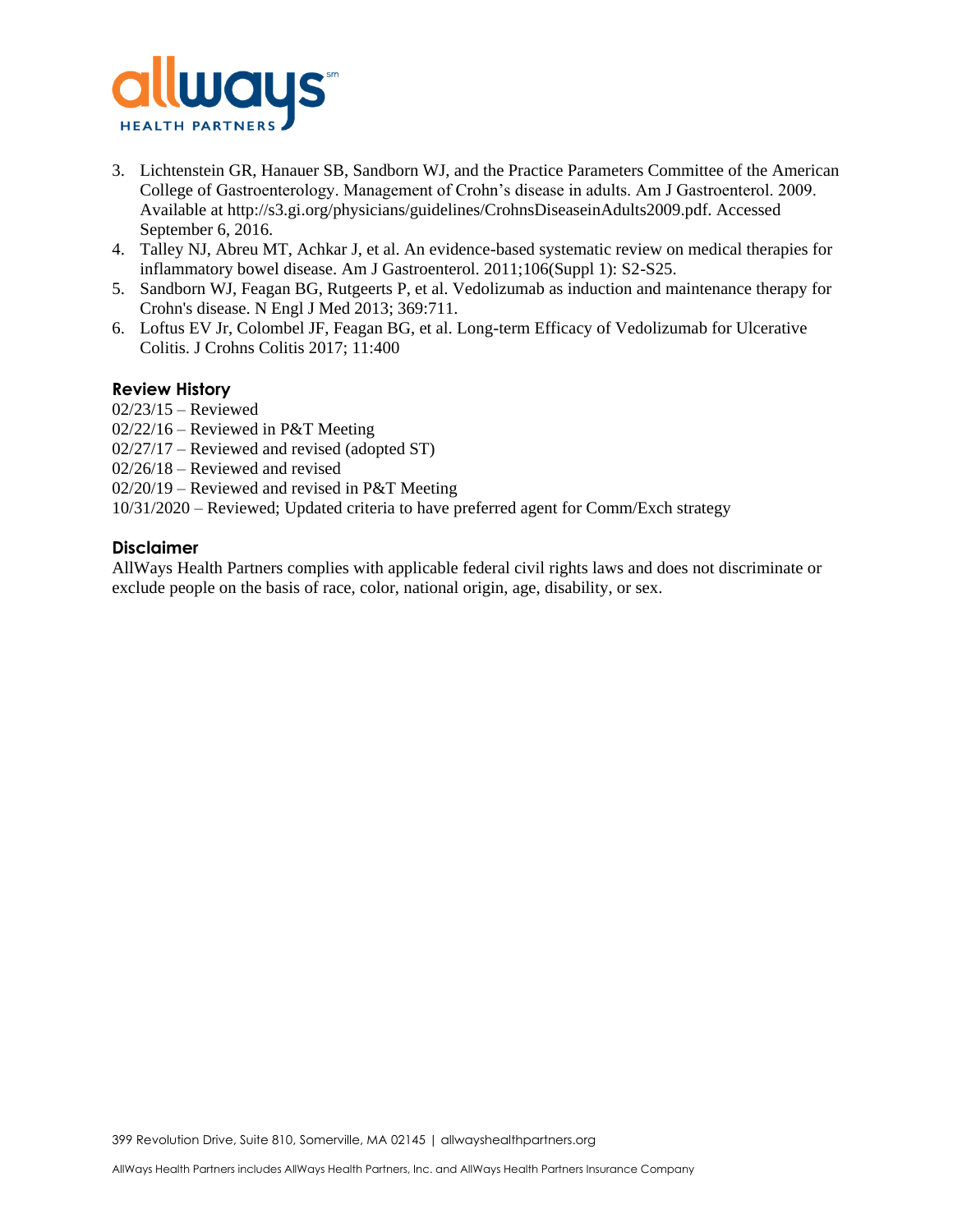3. Lichtenstein GR, Hanauer SB, Sandborn WJ, and the Practice Parameters Committee of the American College of Gastroenterology. Management of Crohn's disease in adults. Am J Gastroenterol. 2009. Available at http://s3.gi.org/physicians/guidelines/CrohnsDiseaseinAdults2009.pdf. Accessed September 6, 2016.
4. Talley NJ, Abreu MT, Achkar J, et al. An evidence-based systematic review on medical therapies for inflammatory bowel disease. Am J Gastroenterol. 2011;106(Suppl 1): S2-S25.
5. Sandborn WJ, Feagan BG, Rutgeerts P, et al. Vedolizumab as induction and maintenance therapy for Crohn's disease. N Engl J Med 2013; 369:711.
6. Loftus EV Jr, Colombel JF, Feagan BG, et al. Long-term Efficacy of Vedolizumab for Ulcerative Colitis. J Crohns Colitis 2017; 11:400

### Review History

02/23/15 – Reviewed
02/22/16 – Reviewed in P&T Meeting
02/27/17 – Reviewed and revised (adopted ST)
02/26/18 – Reviewed and revised
02/20/19 – Reviewed and revised in P&T Meeting
10/31/2020 – Reviewed; Updated criteria to have preferred agent for Comm/Exch strategy

### Disclaimer

AllWays Health Partners complies with applicable federal civil rights laws and does not discriminate or exclude people on the basis of race, color, national origin, age, disability, or sex.